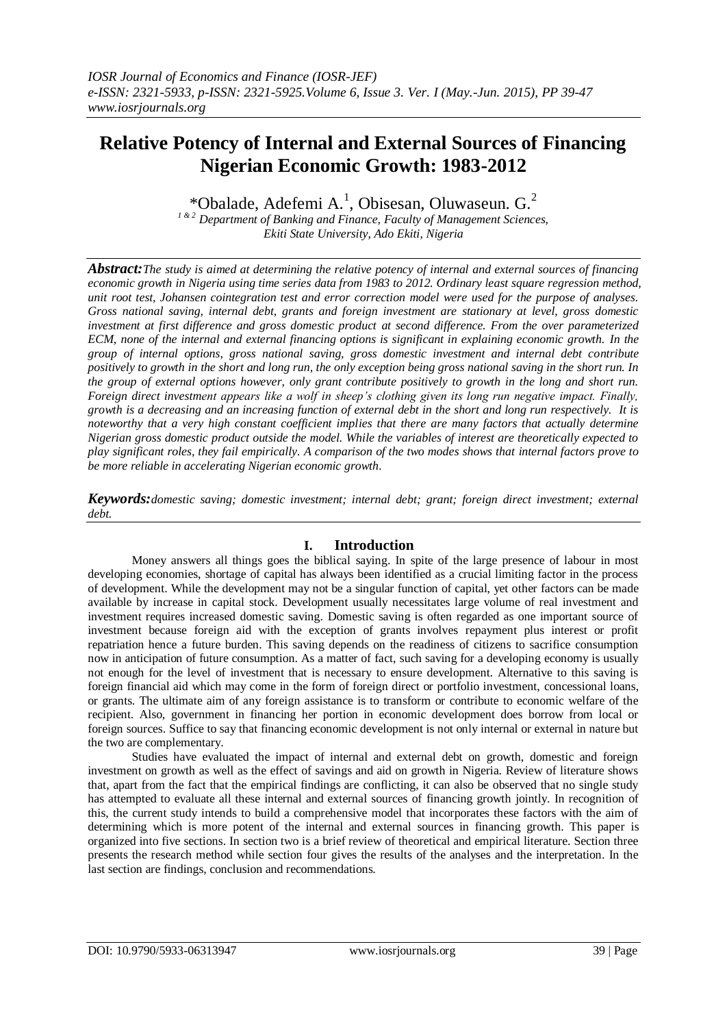# Relative Potency of Internal and External Sources of Financing Nigerian Economic Growth: 1983-2012

\*Obalade, Adefemi A.[1], Obisesan, Oluwaseun. G.[2]

[1 & 2] Department of Banking and Finance, Faculty of Management Sciences, Ekiti State University, Ado Ekiti, Nigeria

***Abstract:*** *The study is aimed at determining the relative potency of internal and external sources of financing economic growth in Nigeria using time series data from 1983 to 2012. Ordinary least square regression method, unit root test, Johansen cointegration test and error correction model were used for the purpose of analyses. Gross national saving, internal debt, grants and foreign investment are stationary at level, gross domestic investment at first difference and gross domestic product at second difference. From the over parameterized ECM, none of the internal and external financing options is significant in explaining economic growth. In the group of internal options, gross national saving, gross domestic investment and internal debt contribute positively to growth in the short and long run, the only exception being gross national saving in the short run. In the group of external options however, only grant contribute positively to growth in the long and short run. Foreign direct investment appears like a wolf in sheep's clothing given its long run negative impact. Finally, growth is a decreasing and an increasing function of external debt in the short and long run respectively. It is noteworthy that a very high constant coefficient implies that there are many factors that actually determine Nigerian gross domestic product outside the model. While the variables of interest are theoretically expected to play significant roles, they fail empirically. A comparison of the two modes shows that internal factors prove to be more reliable in accelerating Nigerian economic growth.*

***Keywords:*** *domestic saving; domestic investment; internal debt; grant; foreign direct investment; external debt.*

## I. Introduction

Money answers all things goes the biblical saying. In spite of the large presence of labour in most developing economies, shortage of capital has always been identified as a crucial limiting factor in the process of development. While the development may not be a singular function of capital, yet other factors can be made available by increase in capital stock. Development usually necessitates large volume of real investment and investment requires increased domestic saving. Domestic saving is often regarded as one important source of investment because foreign aid with the exception of grants involves repayment plus interest or profit repatriation hence a future burden. This saving depends on the readiness of citizens to sacrifice consumption now in anticipation of future consumption. As a matter of fact, such saving for a developing economy is usually not enough for the level of investment that is necessary to ensure development. Alternative to this saving is foreign financial aid which may come in the form of foreign direct or portfolio investment, concessional loans, or grants. The ultimate aim of any foreign assistance is to transform or contribute to economic welfare of the recipient. Also, government in financing her portion in economic development does borrow from local or foreign sources. Suffice to say that financing economic development is not only internal or external in nature but the two are complementary.

Studies have evaluated the impact of internal and external debt on growth, domestic and foreign investment on growth as well as the effect of savings and aid on growth in Nigeria. Review of literature shows that, apart from the fact that the empirical findings are conflicting, it can also be observed that no single study has attempted to evaluate all these internal and external sources of financing growth jointly. In recognition of this, the current study intends to build a comprehensive model that incorporates these factors with the aim of determining which is more potent of the internal and external sources in financing growth. This paper is organized into five sections. In section two is a brief review of theoretical and empirical literature. Section three presents the research method while section four gives the results of the analyses and the interpretation. In the last section are findings, conclusion and recommendations.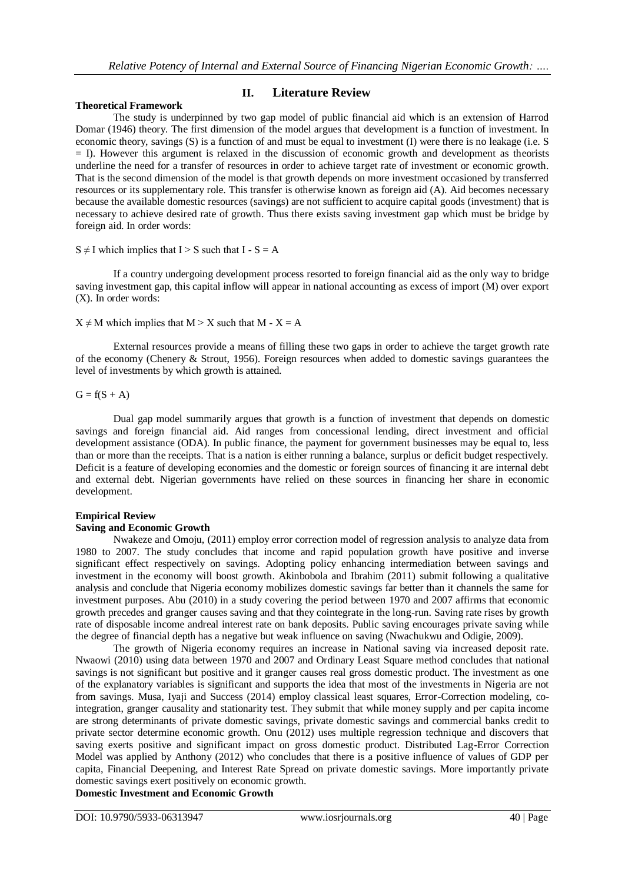## II. Literature Review

### Theoretical Framework

The study is underpinned by two gap model of public financial aid which is an extension of Harrod Domar (1946) theory. The first dimension of the model argues that development is a function of investment. In economic theory, savings (S) is a function of and must be equal to investment (I) were there is no leakage (i.e. $S = I$). However this argument is relaxed in the discussion of economic growth and development as theorists underline the need for a transfer of resources in order to achieve target rate of investment or economic growth. That is the second dimension of the model is that growth depends on more investment occasioned by transferred resources or its supplementary role. This transfer is otherwise known as foreign aid (A). Aid becomes necessary because the available domestic resources (savings) are not sufficient to acquire capital goods (investment) that is necessary to achieve desired rate of growth. Thus there exists saving investment gap which must be bridge by foreign aid. In order words:

$S \neq I$ which implies that $I > S$ such that $I - S = A$

If a country undergoing development process resorted to foreign financial aid as the only way to bridge saving investment gap, this capital inflow will appear in national accounting as excess of import (M) over export (X). In order words:

$X \neq M$ which implies that $M > X$ such that $M - X = A$

External resources provide a means of filling these two gaps in order to achieve the target growth rate of the economy (Chenery & Strout, 1956). Foreign resources when added to domestic savings guarantees the level of investments by which growth is attained.

$G = f(S + A)$

Dual gap model summarily argues that growth is a function of investment that depends on domestic savings and foreign financial aid. Aid ranges from concessional lending, direct investment and official development assistance (ODA). In public finance, the payment for government businesses may be equal to, less than or more than the receipts. That is a nation is either running a balance, surplus or deficit budget respectively. Deficit is a feature of developing economies and the domestic or foreign sources of financing it are internal debt and external debt. Nigerian governments have relied on these sources in financing her share in economic development.

### Empirical Review

#### Saving and Economic Growth

Nwakeze and Omoju, (2011) employ error correction model of regression analysis to analyze data from 1980 to 2007. The study concludes that income and rapid population growth have positive and inverse significant effect respectively on savings. Adopting policy enhancing intermediation between savings and investment in the economy will boost growth. Akinbobola and Ibrahim (2011) submit following a qualitative analysis and conclude that Nigeria economy mobilizes domestic savings far better than it channels the same for investment purposes. Abu (2010) in a study covering the period between 1970 and 2007 affirms that economic growth precedes and granger causes saving and that they cointegrate in the long-run. Saving rate rises by growth rate of disposable income andreal interest rate on bank deposits. Public saving encourages private saving while the degree of financial depth has a negative but weak influence on saving (Nwachukwu and Odigie, 2009).

The growth of Nigeria economy requires an increase in National saving via increased deposit rate. Nwaowi (2010) using data between 1970 and 2007 and Ordinary Least Square method concludes that national savings is not significant but positive and it granger causes real gross domestic product. The investment as one of the explanatory variables is significant and supports the idea that most of the investments in Nigeria are not from savings. Musa, Iyaji and Success (2014) employ classical least squares, Error-Correction modeling, co-integration, granger causality and stationarity test. They submit that while money supply and per capita income are strong determinants of private domestic savings, private domestic savings and commercial banks credit to private sector determine economic growth. Onu (2012) uses multiple regression technique and discovers that saving exerts positive and significant impact on gross domestic product. Distributed Lag-Error Correction Model was applied by Anthony (2012) who concludes that there is a positive influence of values of GDP per capita, Financial Deepening, and Interest Rate Spread on private domestic savings. More importantly private domestic savings exert positively on economic growth.

#### Domestic Investment and Economic Growth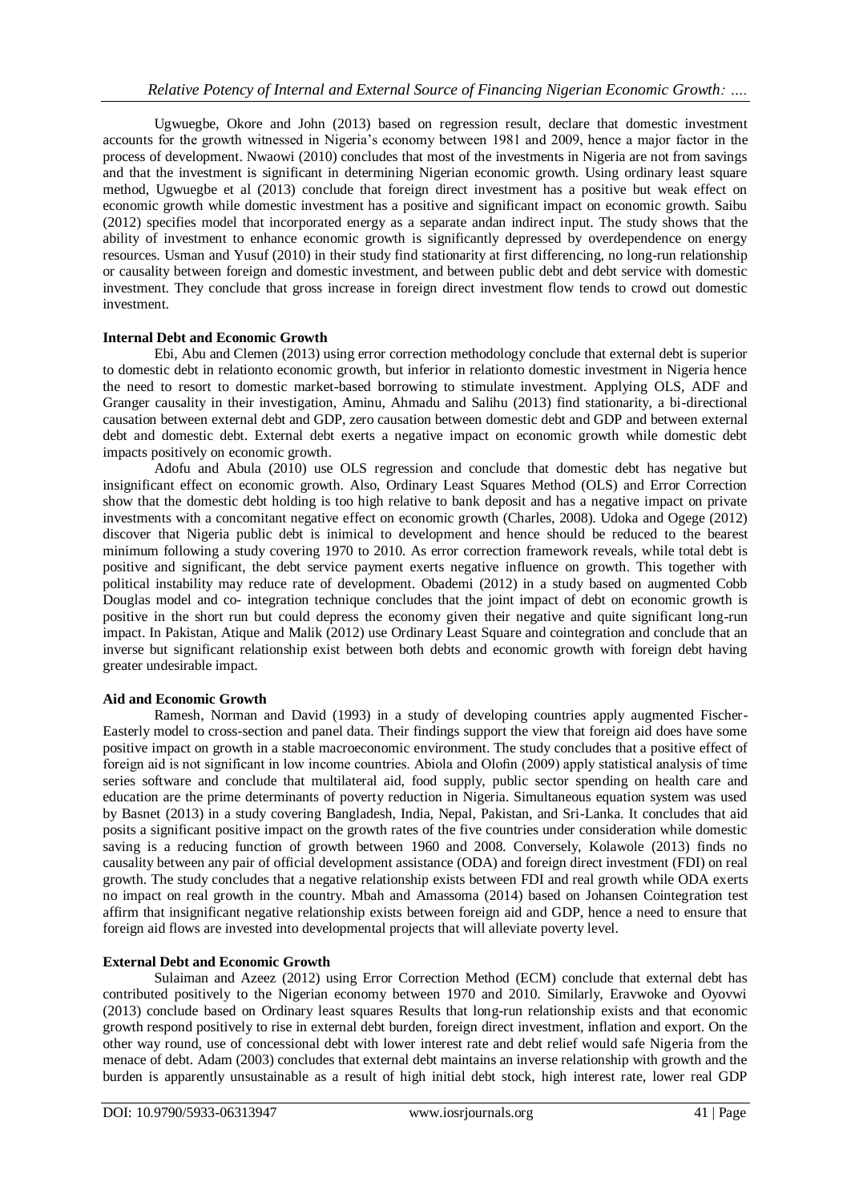Ugwuegbe, Okore and John (2013) based on regression result, declare that domestic investment accounts for the growth witnessed in Nigeria's economy between 1981 and 2009, hence a major factor in the process of development. Nwaowi (2010) concludes that most of the investments in Nigeria are not from savings and that the investment is significant in determining Nigerian economic growth. Using ordinary least square method, Ugwuegbe et al (2013) conclude that foreign direct investment has a positive but weak effect on economic growth while domestic investment has a positive and significant impact on economic growth. Saibu (2012) specifies model that incorporated energy as a separate andan indirect input. The study shows that the ability of investment to enhance economic growth is significantly depressed by overdependence on energy resources. Usman and Yusuf (2010) in their study find stationarity at first differencing, no long-run relationship or causality between foreign and domestic investment, and between public debt and debt service with domestic investment. They conclude that gross increase in foreign direct investment flow tends to crowd out domestic investment.

**Internal Debt and Economic Growth**

Ebi, Abu and Clemen (2013) using error correction methodology conclude that external debt is superior to domestic debt in relationto economic growth, but inferior in relationto domestic investment in Nigeria hence the need to resort to domestic market-based borrowing to stimulate investment. Applying OLS, ADF and Granger causality in their investigation, Aminu, Ahmadu and Salihu (2013) find stationarity, a bi-directional causation between external debt and GDP, zero causation between domestic debt and GDP and between external debt and domestic debt. External debt exerts a negative impact on economic growth while domestic debt impacts positively on economic growth.

Adofu and Abula (2010) use OLS regression and conclude that domestic debt has negative but insignificant effect on economic growth. Also, Ordinary Least Squares Method (OLS) and Error Correction show that the domestic debt holding is too high relative to bank deposit and has a negative impact on private investments with a concomitant negative effect on economic growth (Charles, 2008). Udoka and Ogege (2012) discover that Nigeria public debt is inimical to development and hence should be reduced to the bearest minimum following a study covering 1970 to 2010. As error correction framework reveals, while total debt is positive and significant, the debt service payment exerts negative influence on growth. This together with political instability may reduce rate of development. Obademi (2012) in a study based on augmented Cobb Douglas model and co- integration technique concludes that the joint impact of debt on economic growth is positive in the short run but could depress the economy given their negative and quite significant long-run impact. In Pakistan, Atique and Malik (2012) use Ordinary Least Square and cointegration and conclude that an inverse but significant relationship exist between both debts and economic growth with foreign debt having greater undesirable impact.

**Aid and Economic Growth**

Ramesh, Norman and David (1993) in a study of developing countries apply augmented Fischer-Easterly model to cross-section and panel data. Their findings support the view that foreign aid does have some positive impact on growth in a stable macroeconomic environment. The study concludes that a positive effect of foreign aid is not significant in low income countries. Abiola and Olofin (2009) apply statistical analysis of time series software and conclude that multilateral aid, food supply, public sector spending on health care and education are the prime determinants of poverty reduction in Nigeria. Simultaneous equation system was used by Basnet (2013) in a study covering Bangladesh, India, Nepal, Pakistan, and Sri-Lanka. It concludes that aid posits a significant positive impact on the growth rates of the five countries under consideration while domestic saving is a reducing function of growth between 1960 and 2008. Conversely, Kolawole (2013) finds no causality between any pair of official development assistance (ODA) and foreign direct investment (FDI) on real growth. The study concludes that a negative relationship exists between FDI and real growth while ODA exerts no impact on real growth in the country. Mbah and Amassoma (2014) based on Johansen Cointegration test affirm that insignificant negative relationship exists between foreign aid and GDP, hence a need to ensure that foreign aid flows are invested into developmental projects that will alleviate poverty level.

**External Debt and Economic Growth**

Sulaiman and Azeez (2012) using Error Correction Method (ECM) conclude that external debt has contributed positively to the Nigerian economy between 1970 and 2010. Similarly, Eravwoke and Oyovwi (2013) conclude based on Ordinary least squares Results that long-run relationship exists and that economic growth respond positively to rise in external debt burden, foreign direct investment, inflation and export. On the other way round, use of concessional debt with lower interest rate and debt relief would safe Nigeria from the menace of debt. Adam (2003) concludes that external debt maintains an inverse relationship with growth and the burden is apparently unsustainable as a result of high initial debt stock, high interest rate, lower real GDP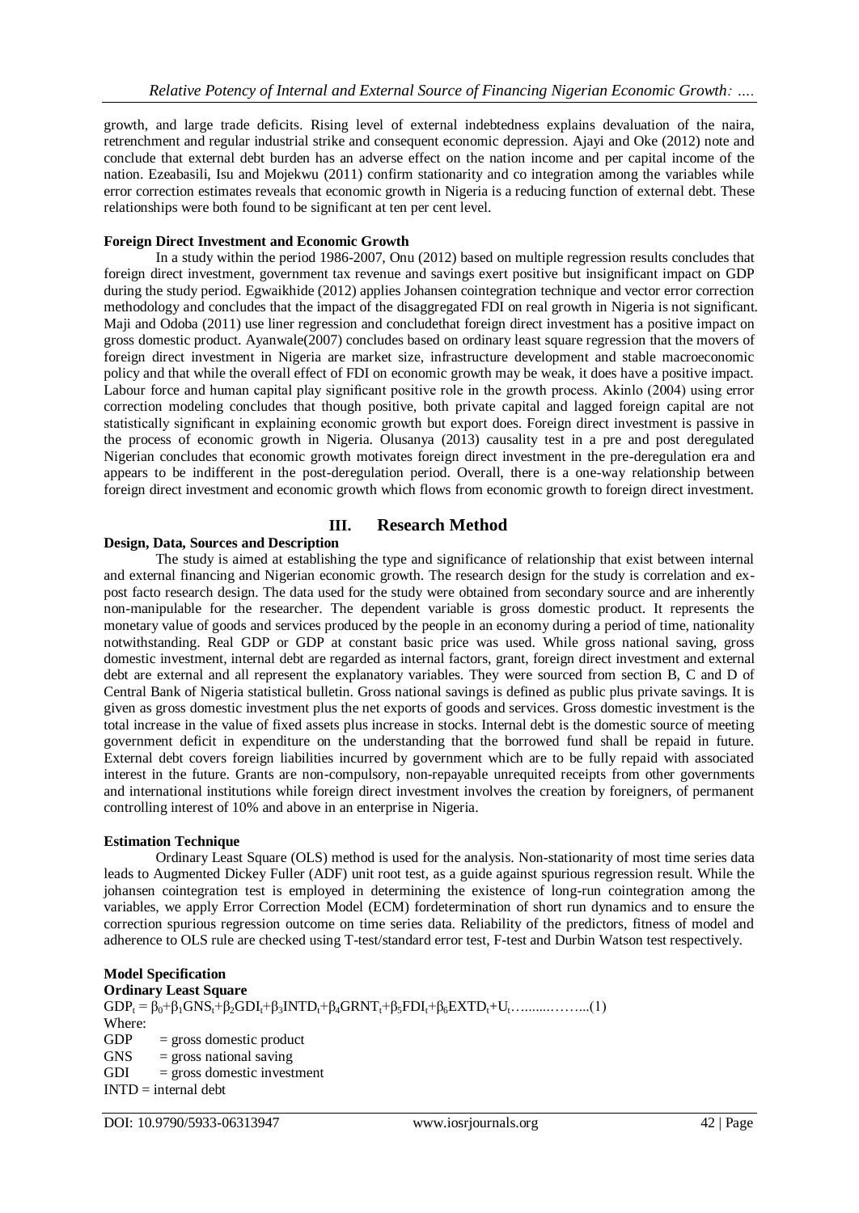growth, and large trade deficits. Rising level of external indebtedness explains devaluation of the naira, retrenchment and regular industrial strike and consequent economic depression. Ajayi and Oke (2012) note and conclude that external debt burden has an adverse effect on the nation income and per capital income of the nation. Ezeabasili, Isu and Mojekwu (2011) confirm stationarity and co integration among the variables while error correction estimates reveals that economic growth in Nigeria is a reducing function of external debt. These relationships were both found to be significant at ten per cent level.

**Foreign Direct Investment and Economic Growth**

In a study within the period 1986-2007, Onu (2012) based on multiple regression results concludes that foreign direct investment, government tax revenue and savings exert positive but insignificant impact on GDP during the study period. Egwaikhide (2012) applies Johansen cointegration technique and vector error correction methodology and concludes that the impact of the disaggregated FDI on real growth in Nigeria is not significant. Maji and Odoba (2011) use liner regression and concludethat foreign direct investment has a positive impact on gross domestic product. Ayanwale(2007) concludes based on ordinary least square regression that the movers of foreign direct investment in Nigeria are market size, infrastructure development and stable macroeconomic policy and that while the overall effect of FDI on economic growth may be weak, it does have a positive impact. Labour force and human capital play significant positive role in the growth process. Akinlo (2004) using error correction modeling concludes that though positive, both private capital and lagged foreign capital are not statistically significant in explaining economic growth but export does. Foreign direct investment is passive in the process of economic growth in Nigeria. Olusanya (2013) causality test in a pre and post deregulated Nigerian concludes that economic growth motivates foreign direct investment in the pre-deregulation era and appears to be indifferent in the post-deregulation period. Overall, there is a one-way relationship between foreign direct investment and economic growth which flows from economic growth to foreign direct investment.

## III. Research Method

**Design, Data, Sources and Description**

The study is aimed at establishing the type and significance of relationship that exist between internal and external financing and Nigerian economic growth. The research design for the study is correlation and ex-post facto research design. The data used for the study were obtained from secondary source and are inherently non-manipulable for the researcher. The dependent variable is gross domestic product. It represents the monetary value of goods and services produced by the people in an economy during a period of time, nationality notwithstanding. Real GDP or GDP at constant basic price was used. While gross national saving, gross domestic investment, internal debt are regarded as internal factors, grant, foreign direct investment and external debt are external and all represent the explanatory variables. They were sourced from section B, C and D of Central Bank of Nigeria statistical bulletin. Gross national savings is defined as public plus private savings. It is given as gross domestic investment plus the net exports of goods and services. Gross domestic investment is the total increase in the value of fixed assets plus increase in stocks. Internal debt is the domestic source of meeting government deficit in expenditure on the understanding that the borrowed fund shall be repaid in future. External debt covers foreign liabilities incurred by government which are to be fully repaid with associated interest in the future. Grants are non-compulsory, non-repayable unrequited receipts from other governments and international institutions while foreign direct investment involves the creation by foreigners, of permanent controlling interest of 10% and above in an enterprise in Nigeria.

**Estimation Technique**

Ordinary Least Square (OLS) method is used for the analysis. Non-stationarity of most time series data leads to Augmented Dickey Fuller (ADF) unit root test, as a guide against spurious regression result. While the johansen cointegration test is employed in determining the existence of long-run cointegration among the variables, we apply Error Correction Model (ECM) fordetermination of short run dynamics and to ensure the correction spurious regression outcome on time series data. Reliability of the predictors, fitness of model and adherence to OLS rule are checked using T-test/standard error test, F-test and Durbin Watson test respectively.

**Model Specification**

**Ordinary Least Square**

$$GDP_t = \beta_0+\beta_1 GNS_t+\beta_2 GDI_t+\beta_3 INTD_t+\beta_4 GRNT_t+\beta_5 FDI_t+\beta_6 EXTD_t+U_t \quad \text{……..……...(1)}$$

Where:

GDP = gross domestic product  
GNS = gross national saving  
GDI = gross domestic investment  
INTD = internal debt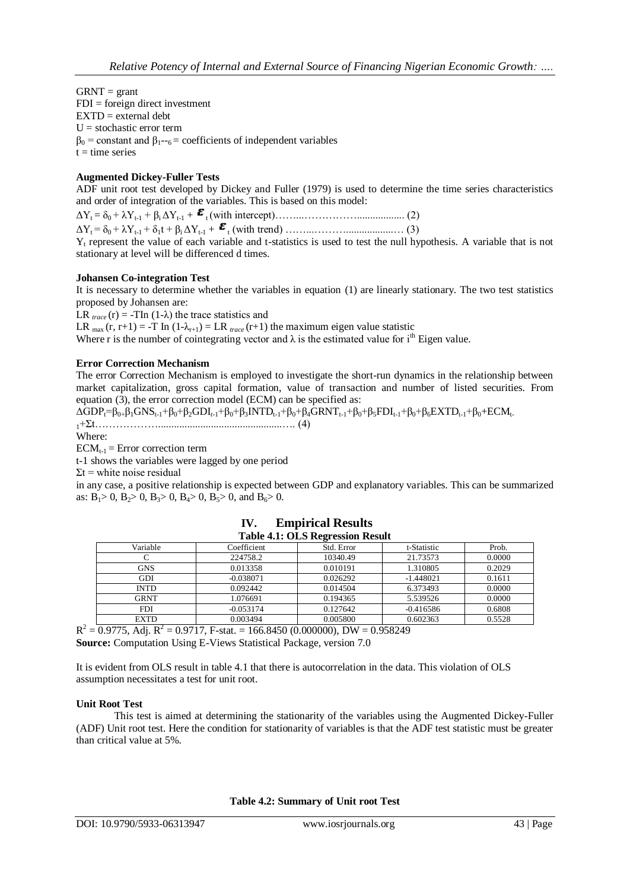GRNT = grant

FDI = foreign direct investment

EXTD = external debt

U = stochastic error term

$\beta_0$ = constant and $\beta_{1--6}$ = coefficients of independent variables

t = time series

**Augmented Dickey-Fuller Tests**

ADF unit root test developed by Dickey and Fuller (1979) is used to determine the time series characteristics and order of integration of the variables. This is based on this model:

$\Delta Y_t = \delta_0 + \lambda Y_{t-1} + \beta_i \Delta Y_{t-1} + \varepsilon_t$ (with intercept)……...……………................. (2)

$\Delta Y_t = \delta_0 + \lambda Y_{t-1} + \delta_1 t + \beta_i \Delta Y_{t-1} + \varepsilon_t$ (with trend) ……...……….................… (3)

$Y_t$ represent the value of each variable and t-statistics is used to test the null hypothesis. A variable that is not stationary at level will be differenced d times.

**Johansen Co-integration Test**

It is necessary to determine whether the variables in equation (1) are linearly stationary. The two test statistics proposed by Johansen are:

$LR_{trace}(r) = -T\ln(1-\lambda)$ the trace statistics and

$LR_{max}(r, r+1) = -T\ln(1-\lambda_{r+1}) = LR_{trace}(r+1)$ the maximum eigen value statistic

Where r is the number of cointegrating vector and $\lambda$ is the estimated value for $i^{th}$ Eigen value.

**Error Correction Mechanism**

The error Correction Mechanism is employed to investigate the short-run dynamics in the relationship between market capitalization, gross capital formation, value of transaction and number of listed securities. From equation (3), the error correction model (ECM) can be specified as:

$\Delta GDP_t = \beta_0 + \beta_1 GNS_{t-1} + \beta_0 + \beta_2 GDI_{t-1} + \beta_0 + \beta_3 INTD_{t-1} + \beta_0 + \beta_4 GRNT_{t-1} + \beta_0 + \beta_5 FDI_{t-1} + \beta_0 + \beta_6 EXTD_{t-1} + \beta_0 + ECM_{t-1} + \Sigma t$………………................................................…. (4)

Where:

$ECM_{t-1}$ = Error correction term

t-1 shows the variables were lagged by one period

$\Sigma t$ = white noise residual

in any case, a positive relationship is expected between GDP and explanatory variables. This can be summarized as: $B_1 > 0$, $B_2 > 0$, $B_3 > 0$, $B_4 > 0$, $B_5 > 0$, and $B_6 > 0$.

# IV. Empirical Results

**Table 4.1: OLS Regression Result**

| Variable | Coefficient | Std. Error | t-Statistic | Prob. |
|---|---|---|---|---|
| C | 224758.2 | 10340.49 | 21.73573 | 0.0000 |
| GNS | 0.013358 | 0.010191 | 1.310805 | 0.2029 |
| GDI | -0.038071 | 0.026292 | -1.448021 | 0.1611 |
| INTD | 0.092442 | 0.014504 | 6.373493 | 0.0000 |
| GRNT | 1.076691 | 0.194365 | 5.539526 | 0.0000 |
| FDI | -0.053174 | 0.127642 | -0.416586 | 0.6808 |
| EXTD | 0.003494 | 0.005800 | 0.602363 | 0.5528 |

$R^2 = 0.9775$, Adj. $R^2 = 0.9717$, F-stat. = 166.8450 (0.000000), DW = 0.958249

**Source:** Computation Using E-Views Statistical Package, version 7.0

It is evident from OLS result in table 4.1 that there is autocorrelation in the data. This violation of OLS assumption necessitates a test for unit root.

**Unit Root Test**

This test is aimed at determining the stationarity of the variables using the Augmented Dickey-Fuller (ADF) Unit root test. Here the condition for stationarity of variables is that the ADF test statistic must be greater than critical value at 5%.

**Table 4.2: Summary of Unit root Test**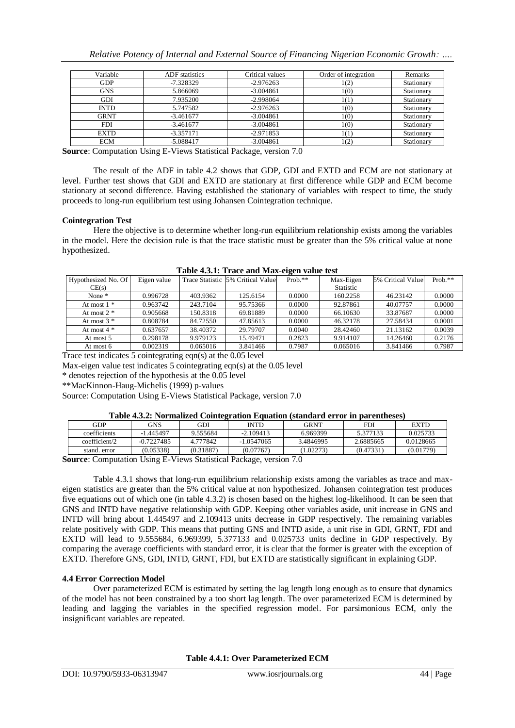| Variable | ADF statistics | Critical values | Order of integration | Remarks |
|---|---|---|---|---|
| GDP | -7.328329 | -2.976263 | 1(2) | Stationary |
| GNS | 5.866069 | -3.004861 | 1(0) | Stationary |
| GDI | 7.935200 | -2.998064 | 1(1) | Stationary |
| INTD | 5.747582 | -2.976263 | 1(0) | Stationary |
| GRNT | -3.461677 | -3.004861 | 1(0) | Stationary |
| FDI | -3.461677 | -3.004861 | 1(0) | Stationary |
| EXTD | -3.357171 | -2.971853 | 1(1) | Stationary |
| ECM | -5.088417 | -3.004861 | 1(2) | Stationary |

**Source**: Computation Using E-Views Statistical Package, version 7.0

The result of the ADF in table 4.2 shows that GDP, GDI and EXTD and ECM are not stationary at level. Further test shows that GDI and EXTD are stationary at first difference while GDP and ECM become stationary at second difference. Having established the stationary of variables with respect to time, the study proceeds to long-run equilibrium test using Johansen Cointegration technique.

**Cointegration Test**

Here the objective is to determine whether long-run equilibrium relationship exists among the variables in the model. Here the decision rule is that the trace statistic must be greater than the 5% critical value at none hypothesized.

**Table 4.3.1: Trace and Max-eigen value test**

| Hypothesized No. Of CE(s) | Eigen value | Trace Statistic | 5% Critical Value | Prob.** | Max-Eigen Statistic | 5% Critical Value | Prob.** |
|---|---|---|---|---|---|---|---|
| None * | 0.996728 | 403.9362 | 125.6154 | 0.0000 | 160.2258 | 46.23142 | 0.0000 |
| At most 1 * | 0.963742 | 243.7104 | 95.75366 | 0.0000 | 92.87861 | 40.07757 | 0.0000 |
| At most 2 * | 0.905668 | 150.8318 | 69.81889 | 0.0000 | 66.10630 | 33.87687 | 0.0000 |
| At most 3 * | 0.808784 | 84.72550 | 47.85613 | 0.0000 | 46.32178 | 27.58434 | 0.0001 |
| At most 4 * | 0.637657 | 38.40372 | 29.79707 | 0.0040 | 28.42460 | 21.13162 | 0.0039 |
| At most 5 | 0.298178 | 9.979123 | 15.49471 | 0.2823 | 9.914107 | 14.26460 | 0.2176 |
| At most 6 | 0.002319 | 0.065016 | 3.841466 | 0.7987 | 0.065016 | 3.841466 | 0.7987 |

Trace test indicates 5 cointegrating eqn(s) at the 0.05 level

Max-eigen value test indicates 5 cointegrating eqn(s) at the 0.05 level

* denotes rejection of the hypothesis at the 0.05 level

**MacKinnon-Haug-Michelis (1999) p-values

Source: Computation Using E-Views Statistical Package, version 7.0

**Table 4.3.2: Normalized Cointegration Equation (standard error in parentheses)**

| GDP | GNS | GDI | INTD | GRNT | FDI | EXTD |
|---|---|---|---|---|---|---|
| coefficients | -1.445497 | 9.555684 | -2.109413 | 6.969399 | 5.377133 | 0.025733 |
| coefficient/2 | -0.7227485 | 4.777842 | -1.0547065 | 3.4846995 | 2.6885665 | 0.0128665 |
| stand. error | (0.05338) | (0.31887) | (0.07767) | (1.02273) | (0.47331) | (0.01779) |

**Source**: Computation Using E-Views Statistical Package, version 7.0

Table 4.3.1 shows that long-run equilibrium relationship exists among the variables as trace and max-eigen statistics are greater than the 5% critical value at non hypothesized. Johansen cointegration test produces five equations out of which one (in table 4.3.2) is chosen based on the highest log-likelihood. It can be seen that GNS and INTD have negative relationship with GDP. Keeping other variables aside, unit increase in GNS and INTD will bring about 1.445497 and 2.109413 units decrease in GDP respectively. The remaining variables relate positively with GDP. This means that putting GNS and INTD aside, a unit rise in GDI, GRNT, FDI and EXTD will lead to 9.555684, 6.969399, 5.377133 and 0.025733 units decline in GDP respectively. By comparing the average coefficients with standard error, it is clear that the former is greater with the exception of EXTD. Therefore GNS, GDI, INTD, GRNT, FDI, but EXTD are statistically significant in explaining GDP.

**4.4 Error Correction Model**

Over parameterized ECM is estimated by setting the lag length long enough as to ensure that dynamics of the model has not been constrained by a too short lag length. The over parameterized ECM is determined by leading and lagging the variables in the specified regression model. For parsimonious ECM, only the insignificant variables are repeated.

**Table 4.4.1: Over Parameterized ECM**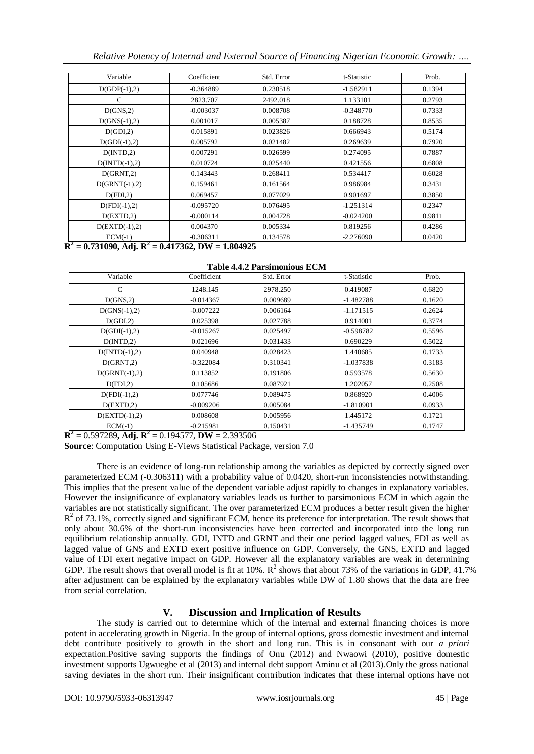| Variable | Coefficient | Std. Error | t-Statistic | Prob. |
|---|---|---|---|---|
| D(GDP(-1),2) | -0.364889 | 0.230518 | -1.582911 | 0.1394 |
| C | 2823.707 | 2492.018 | 1.133101 | 0.2793 |
| D(GNS,2) | -0.003037 | 0.008708 | -0.348770 | 0.7333 |
| D(GNS(-1),2) | 0.001017 | 0.005387 | 0.188728 | 0.8535 |
| D(GDI,2) | 0.015891 | 0.023826 | 0.666943 | 0.5174 |
| D(GDI(-1),2) | 0.005792 | 0.021482 | 0.269639 | 0.7920 |
| D(INTD,2) | 0.007291 | 0.026599 | 0.274095 | 0.7887 |
| D(INTD(-1),2) | 0.010724 | 0.025440 | 0.421556 | 0.6808 |
| D(GRNT,2) | 0.143443 | 0.268411 | 0.534417 | 0.6028 |
| D(GRNT(-1),2) | 0.159461 | 0.161564 | 0.986984 | 0.3431 |
| D(FDI,2) | 0.069457 | 0.077029 | 0.901697 | 0.3850 |
| D(FDI(-1),2) | -0.095720 | 0.076495 | -1.251314 | 0.2347 |
| D(EXTD,2) | -0.000114 | 0.004728 | -0.024200 | 0.9811 |
| D(EXTD(-1),2) | 0.004370 | 0.005334 | 0.819256 | 0.4286 |
| ECM(-1) | -0.306311 | 0.134578 | -2.276090 | 0.0420 |

**$R^2$ = 0.731090, Adj. $R^2$ = 0.417362, DW = 1.804925**

**Table 4.4.2 Parsimonious ECM**

| Variable | Coefficient | Std. Error | t-Statistic | Prob. |
|---|---|---|---|---|
| C | 1248.145 | 2978.250 | 0.419087 | 0.6820 |
| D(GNS,2) | -0.014367 | 0.009689 | -1.482788 | 0.1620 |
| D(GNS(-1),2) | -0.007222 | 0.006164 | -1.171515 | 0.2624 |
| D(GDI,2) | 0.025398 | 0.027788 | 0.914001 | 0.3774 |
| D(GDI(-1),2) | -0.015267 | 0.025497 | -0.598782 | 0.5596 |
| D(INTD,2) | 0.021696 | 0.031433 | 0.690229 | 0.5022 |
| D(INTD(-1),2) | 0.040948 | 0.028423 | 1.440685 | 0.1733 |
| D(GRNT,2) | -0.322084 | 0.310341 | -1.037838 | 0.3183 |
| D(GRNT(-1),2) | 0.113852 | 0.191806 | 0.593578 | 0.5630 |
| D(FDI,2) | 0.105686 | 0.087921 | 1.202057 | 0.2508 |
| D(FDI(-1),2) | 0.077746 | 0.089475 | 0.868920 | 0.4006 |
| D(EXTD,2) | -0.009206 | 0.005084 | -1.810901 | 0.0933 |
| D(EXTD(-1),2) | 0.008608 | 0.005956 | 1.445172 | 0.1721 |
| ECM(-1) | -0.215981 | 0.150431 | -1.435749 | 0.1747 |

**$R^2$ =** 0.597289**, Adj. $R^2$ =** 0.194577, **DW =** 2.393506

**Source**: Computation Using E-Views Statistical Package, version 7.0

There is an evidence of long-run relationship among the variables as depicted by correctly signed over parameterized ECM (-0.306311) with a probability value of 0.0420, short-run inconsistencies notwithstanding. This implies that the present value of the dependent variable adjust rapidly to changes in explanatory variables. However the insignificance of explanatory variables leads us further to parsimonious ECM in which again the variables are not statistically significant. The over parameterized ECM produces a better result given the higher $R^2$ of 73.1%, correctly signed and significant ECM, hence its preference for interpretation. The result shows that only about 30.6% of the short-run inconsistencies have been corrected and incorporated into the long run equilibrium relationship annually. GDI, INTD and GRNT and their one period lagged values, FDI as well as lagged value of GNS and EXTD exert positive influence on GDP. Conversely, the GNS, EXTD and lagged value of FDI exert negative impact on GDP. However all the explanatory variables are weak in determining GDP. The result shows that overall model is fit at 10%. $R^2$ shows that about 73% of the variations in GDP, 41.7% after adjustment can be explained by the explanatory variables while DW of 1.80 shows that the data are free from serial correlation.

## V. Discussion and Implication of Results

The study is carried out to determine which of the internal and external financing choices is more potent in accelerating growth in Nigeria. In the group of internal options, gross domestic investment and internal debt contribute positively to growth in the short and long run. This is in consonant with our *a priori* expectation.Positive saving supports the findings of Onu (2012) and Nwaowi (2010), positive domestic investment supports Ugwuegbe et al (2013) and internal debt support Aminu et al (2013).Only the gross national saving deviates in the short run. Their insignificant contribution indicates that these internal options have not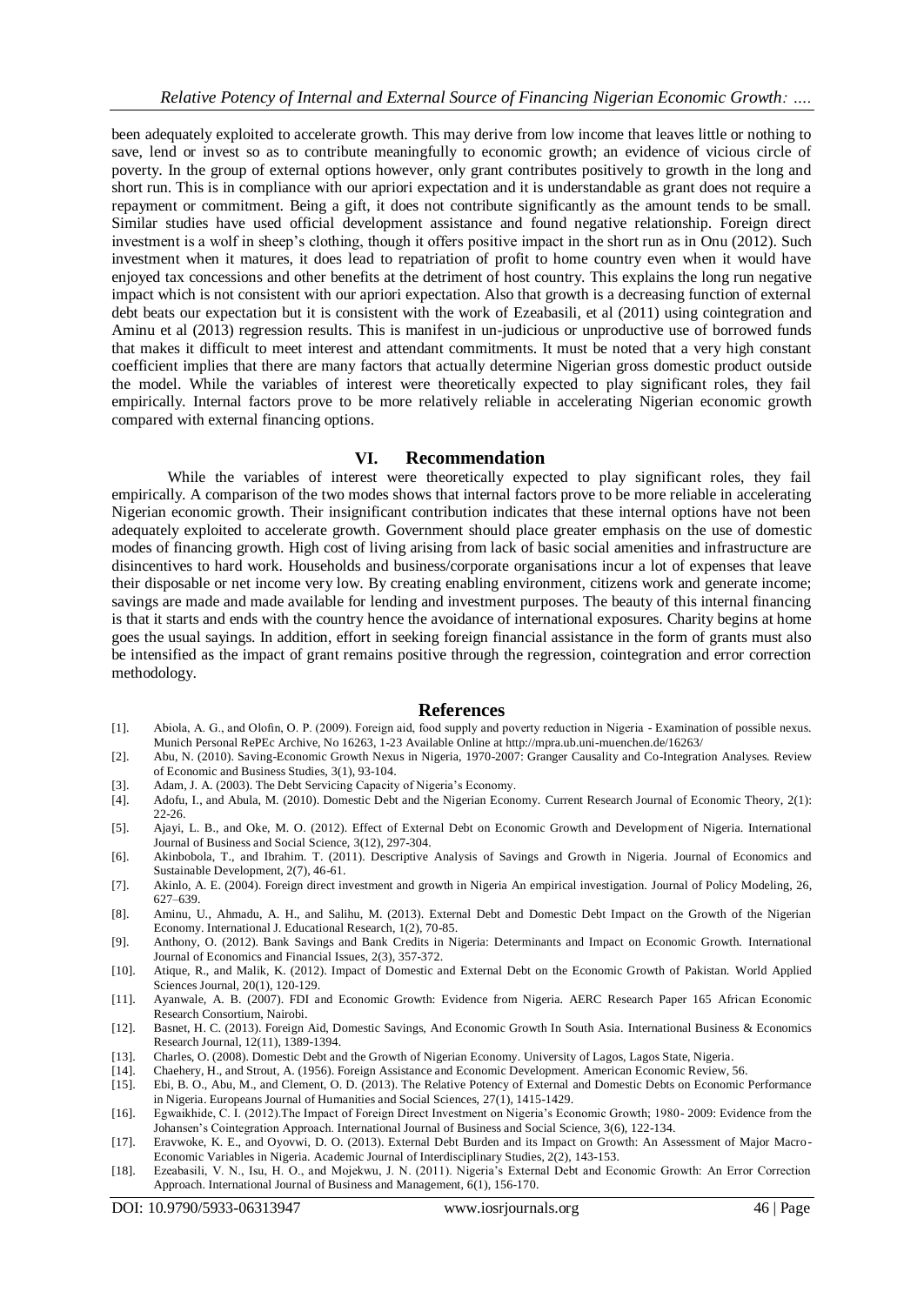been adequately exploited to accelerate growth. This may derive from low income that leaves little or nothing to save, lend or invest so as to contribute meaningfully to economic growth; an evidence of vicious circle of poverty. In the group of external options however, only grant contributes positively to growth in the long and short run. This is in compliance with our apriori expectation and it is understandable as grant does not require a repayment or commitment. Being a gift, it does not contribute significantly as the amount tends to be small. Similar studies have used official development assistance and found negative relationship. Foreign direct investment is a wolf in sheep's clothing, though it offers positive impact in the short run as in Onu (2012). Such investment when it matures, it does lead to repatriation of profit to home country even when it would have enjoyed tax concessions and other benefits at the detriment of host country. This explains the long run negative impact which is not consistent with our apriori expectation. Also that growth is a decreasing function of external debt beats our expectation but it is consistent with the work of Ezeabasili, et al (2011) using cointegration and Aminu et al (2013) regression results. This is manifest in un-judicious or unproductive use of borrowed funds that makes it difficult to meet interest and attendant commitments. It must be noted that a very high constant coefficient implies that there are many factors that actually determine Nigerian gross domestic product outside the model. While the variables of interest were theoretically expected to play significant roles, they fail empirically. Internal factors prove to be more relatively reliable in accelerating Nigerian economic growth compared with external financing options.

## VI. Recommendation

While the variables of interest were theoretically expected to play significant roles, they fail empirically. A comparison of the two modes shows that internal factors prove to be more reliable in accelerating Nigerian economic growth. Their insignificant contribution indicates that these internal options have not been adequately exploited to accelerate growth. Government should place greater emphasis on the use of domestic modes of financing growth. High cost of living arising from lack of basic social amenities and infrastructure are disincentives to hard work. Households and business/corporate organisations incur a lot of expenses that leave their disposable or net income very low. By creating enabling environment, citizens work and generate income; savings are made and made available for lending and investment purposes. The beauty of this internal financing is that it starts and ends with the country hence the avoidance of international exposures. Charity begins at home goes the usual sayings. In addition, effort in seeking foreign financial assistance in the form of grants must also be intensified as the impact of grant remains positive through the regression, cointegration and error correction methodology.

## References

[1]. Abiola, A. G., and Olofin, O. P. (2009). Foreign aid, food supply and poverty reduction in Nigeria - Examination of possible nexus. Munich Personal RePEc Archive, No 16263, 1-23 Available Online at http://mpra.ub.uni-muenchen.de/16263/

[2]. Abu, N. (2010). Saving-Economic Growth Nexus in Nigeria, 1970-2007: Granger Causality and Co-Integration Analyses. Review of Economic and Business Studies, 3(1), 93-104.

[3]. Adam, J. A. (2003). The Debt Servicing Capacity of Nigeria's Economy.

[4]. Adofu, I., and Abula, M. (2010). Domestic Debt and the Nigerian Economy. Current Research Journal of Economic Theory, 2(1): 22-26.

[5]. Ajayi, L. B., and Oke, M. O. (2012). Effect of External Debt on Economic Growth and Development of Nigeria. International Journal of Business and Social Science, 3(12), 297-304.

[6]. Akinbobola, T., and Ibrahim. T. (2011). Descriptive Analysis of Savings and Growth in Nigeria. Journal of Economics and Sustainable Development, 2(7), 46-61.

[7]. Akinlo, A. E. (2004). Foreign direct investment and growth in Nigeria An empirical investigation. Journal of Policy Modeling, 26, 627–639.

[8]. Aminu, U., Ahmadu, A. H., and Salihu, M. (2013). External Debt and Domestic Debt Impact on the Growth of the Nigerian Economy. International J. Educational Research, 1(2), 70-85.

[9]. Anthony, O. (2012). Bank Savings and Bank Credits in Nigeria: Determinants and Impact on Economic Growth. International Journal of Economics and Financial Issues, 2(3), 357-372.

[10]. Atique, R., and Malik, K. (2012). Impact of Domestic and External Debt on the Economic Growth of Pakistan. World Applied Sciences Journal, 20(1), 120-129.

[11]. Ayanwale, A. B. (2007). FDI and Economic Growth: Evidence from Nigeria. AERC Research Paper 165 African Economic Research Consortium, Nairobi.

[12]. Basnet, H. C. (2013). Foreign Aid, Domestic Savings, And Economic Growth In South Asia. International Business & Economics Research Journal, 12(11), 1389-1394.

[13]. Charles, O. (2008). Domestic Debt and the Growth of Nigerian Economy. University of Lagos, Lagos State, Nigeria.

[14]. Chaehery, H., and Strout, A. (1956). Foreign Assistance and Economic Development. American Economic Review, 56.

[15]. Ebi, B. O., Abu, M., and Clement, O. D. (2013). The Relative Potency of External and Domestic Debts on Economic Performance in Nigeria. Europeans Journal of Humanities and Social Sciences, 27(1), 1415-1429.

[16]. Egwaikhide, C. I. (2012).The Impact of Foreign Direct Investment on Nigeria's Economic Growth; 1980- 2009: Evidence from the Johansen's Cointegration Approach. International Journal of Business and Social Science, 3(6), 122-134.

[17]. Eravwoke, K. E., and Oyovwi, D. O. (2013). External Debt Burden and its Impact on Growth: An Assessment of Major Macro-Economic Variables in Nigeria. Academic Journal of Interdisciplinary Studies, 2(2), 143-153.

[18]. Ezeabasili, V. N., Isu, H. O., and Mojekwu, J. N. (2011). Nigeria's External Debt and Economic Growth: An Error Correction Approach. International Journal of Business and Management, 6(1), 156-170.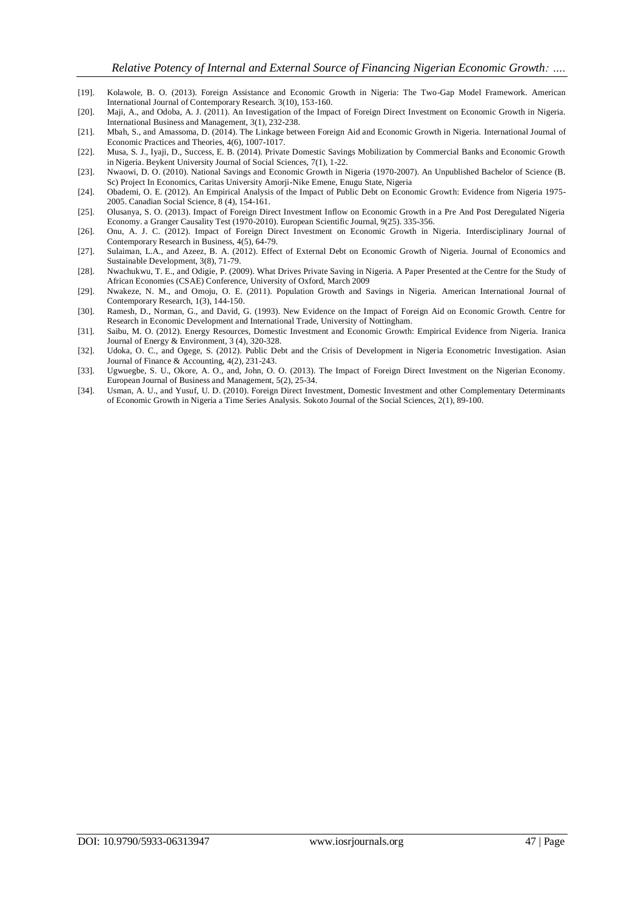[19]. Kolawole, B. O. (2013). Foreign Assistance and Economic Growth in Nigeria: The Two-Gap Model Framework. American International Journal of Contemporary Research. 3(10), 153-160.

[20]. Maji, A., and Odoba, A. J. (2011). An Investigation of the Impact of Foreign Direct Investment on Economic Growth in Nigeria. International Business and Management, 3(1), 232-238.

[21]. Mbah, S., and Amassoma, D. (2014). The Linkage between Foreign Aid and Economic Growth in Nigeria. International Journal of Economic Practices and Theories, 4(6), 1007-1017.

[22]. Musa, S. J., Iyaji, D., Success, E. B. (2014). Private Domestic Savings Mobilization by Commercial Banks and Economic Growth in Nigeria. Beykent University Journal of Social Sciences, 7(1), 1-22.

[23]. Nwaowi, D. O. (2010). National Savings and Economic Growth in Nigeria (1970-2007). An Unpublished Bachelor of Science (B. Sc) Project In Economics, Caritas University Amorji-Nike Emene, Enugu State, Nigeria

[24]. Obademi, O. E. (2012). An Empirical Analysis of the Impact of Public Debt on Economic Growth: Evidence from Nigeria 1975-2005. Canadian Social Science, 8 (4), 154-161.

[25]. Olusanya, S. O. (2013). Impact of Foreign Direct Investment Inflow on Economic Growth in a Pre And Post Deregulated Nigeria Economy. a Granger Causality Test (1970-2010). European Scientific Journal, 9(25). 335-356.

[26]. Onu, A. J. C. (2012). Impact of Foreign Direct Investment on Economic Growth in Nigeria. Interdisciplinary Journal of Contemporary Research in Business, 4(5), 64-79.

[27]. Sulaiman, L.A., and Azeez, B. A. (2012). Effect of External Debt on Economic Growth of Nigeria. Journal of Economics and Sustainable Development, 3(8), 71-79.

[28]. Nwachukwu, T. E., and Odigie, P. (2009). What Drives Private Saving in Nigeria. A Paper Presented at the Centre for the Study of African Economies (CSAE) Conference, University of Oxford, March 2009

[29]. Nwakeze, N. M., and Omoju, O. E. (2011). Population Growth and Savings in Nigeria. American International Journal of Contemporary Research, 1(3), 144-150.

[30]. Ramesh, D., Norman, G., and David, G. (1993). New Evidence on the Impact of Foreign Aid on Economic Growth. Centre for Research in Economic Development and International Trade, University of Nottingham.

[31]. Saibu, M. O. (2012). Energy Resources, Domestic Investment and Economic Growth: Empirical Evidence from Nigeria. Iranica Journal of Energy & Environment, 3 (4), 320-328.

[32]. Udoka, O. C., and Ogege, S. (2012). Public Debt and the Crisis of Development in Nigeria Econometric Investigation. Asian Journal of Finance & Accounting, 4(2), 231-243.

[33]. Ugwuegbe, S. U., Okore, A. O., and, John, O. O. (2013). The Impact of Foreign Direct Investment on the Nigerian Economy. European Journal of Business and Management, 5(2), 25-34.

[34]. Usman, A. U., and Yusuf, U. D. (2010). Foreign Direct Investment, Domestic Investment and other Complementary Determinants of Economic Growth in Nigeria a Time Series Analysis. Sokoto Journal of the Social Sciences, 2(1), 89-100.